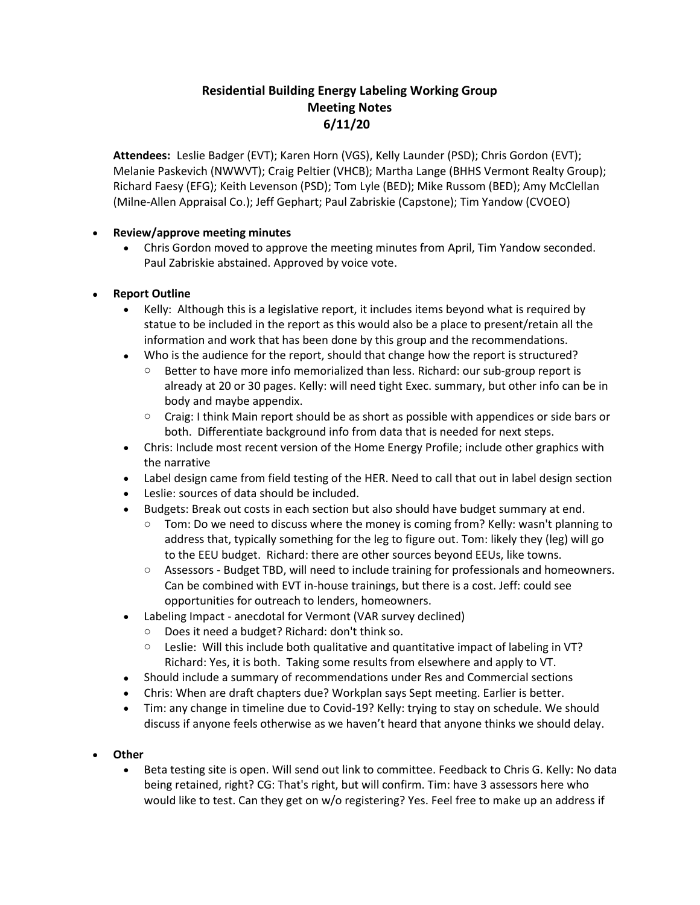# Residential Building Energy Labeling Working Group
## Meeting Notes
## 6/11/20

**Attendees:** Leslie Badger (EVT); Karen Horn (VGS), Kelly Launder (PSD); Chris Gordon (EVT); Melanie Paskevich (NWWVT); Craig Peltier (VHCB); Martha Lange (BHHS Vermont Realty Group); Richard Faesy (EFG); Keith Levenson (PSD); Tom Lyle (BED); Mike Russom (BED); Amy McClellan (Milne-Allen Appraisal Co.); Jeff Gephart; Paul Zabriskie (Capstone); Tim Yandow (CVOEO)

- **Review/approve meeting minutes**
  - Chris Gordon moved to approve the meeting minutes from April, Tim Yandow seconded. Paul Zabriskie abstained. Approved by voice vote.
- **Report Outline**
  - Kelly: Although this is a legislative report, it includes items beyond what is required by statue to be included in the report as this would also be a place to present/retain all the information and work that has been done by this group and the recommendations.
  - Who is the audience for the report, should that change how the report is structured?
    - Better to have more info memorialized than less. Richard: our sub-group report is already at 20 or 30 pages. Kelly: will need tight Exec. summary, but other info can be in body and maybe appendix.
    - Craig: I think Main report should be as short as possible with appendices or side bars or both. Differentiate background info from data that is needed for next steps.
  - Chris: Include most recent version of the Home Energy Profile; include other graphics with the narrative
  - Label design came from field testing of the HER. Need to call that out in label design section
  - Leslie: sources of data should be included.
  - Budgets: Break out costs in each section but also should have budget summary at end.
    - Tom: Do we need to discuss where the money is coming from? Kelly: wasn't planning to address that, typically something for the leg to figure out. Tom: likely they (leg) will go to the EEU budget. Richard: there are other sources beyond EEUs, like towns.
    - Assessors - Budget TBD, will need to include training for professionals and homeowners. Can be combined with EVT in-house trainings, but there is a cost. Jeff: could see opportunities for outreach to lenders, homeowners.
  - Labeling Impact - anecdotal for Vermont (VAR survey declined)
    - Does it need a budget? Richard: don't think so.
    - Leslie: Will this include both qualitative and quantitative impact of labeling in VT? Richard: Yes, it is both. Taking some results from elsewhere and apply to VT.
  - Should include a summary of recommendations under Res and Commercial sections
  - Chris: When are draft chapters due? Workplan says Sept meeting. Earlier is better.
  - Tim: any change in timeline due to Covid-19? Kelly: trying to stay on schedule. We should discuss if anyone feels otherwise as we haven't heard that anyone thinks we should delay.
- **Other**
  - Beta testing site is open. Will send out link to committee. Feedback to Chris G. Kelly: No data being retained, right? CG: That's right, but will confirm. Tim: have 3 assessors here who would like to test. Can they get on w/o registering? Yes. Feel free to make up an address if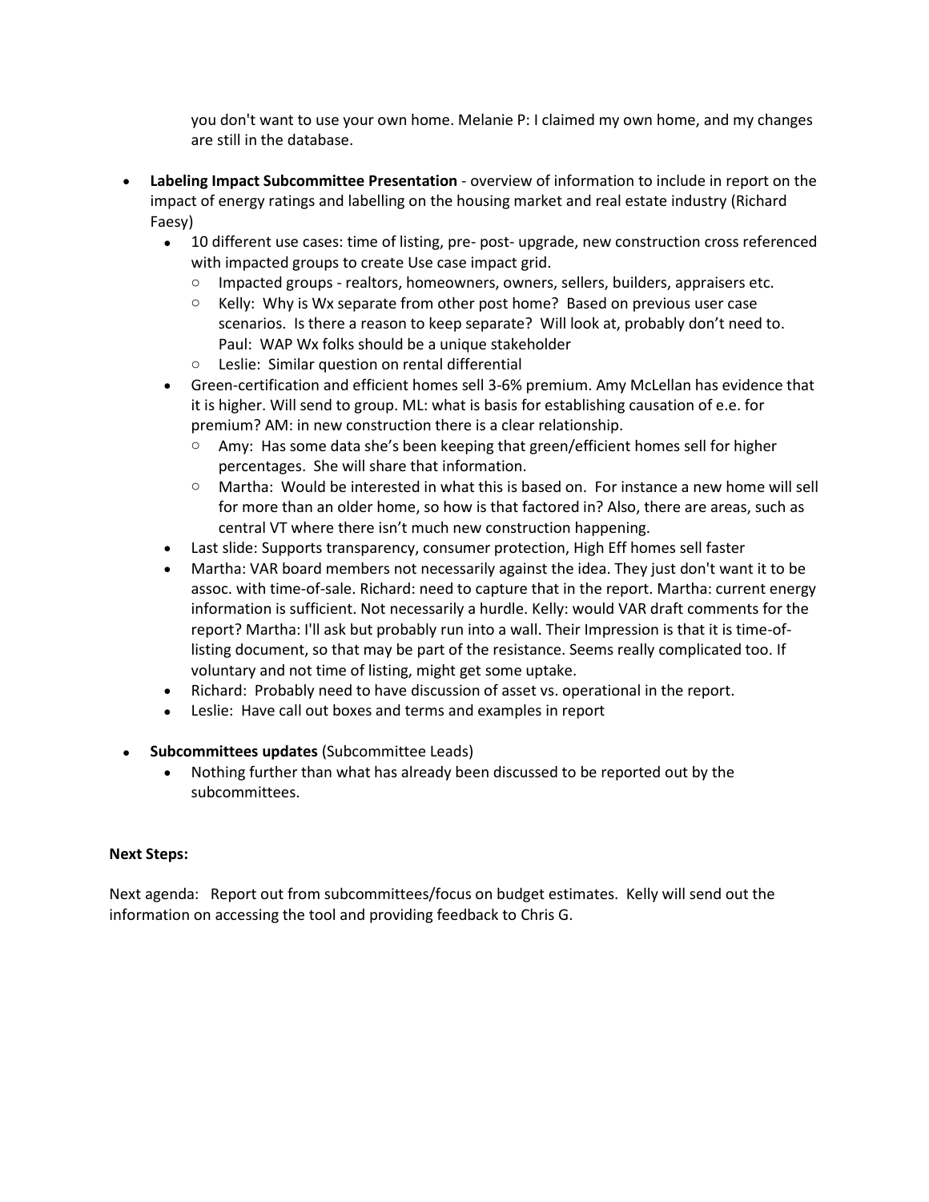you don't want to use your own home. Melanie P: I claimed my own home, and my changes are still in the database.

- **Labeling Impact Subcommittee Presentation** - overview of information to include in report on the impact of energy ratings and labelling on the housing market and real estate industry (Richard Faesy)
    - 10 different use cases: time of listing, pre- post- upgrade, new construction cross referenced with impacted groups to create Use case impact grid.
        - Impacted groups - realtors, homeowners, owners, sellers, builders, appraisers etc.
        - Kelly: Why is Wx separate from other post home? Based on previous user case scenarios. Is there a reason to keep separate? Will look at, probably don't need to. Paul: WAP Wx folks should be a unique stakeholder
        - Leslie: Similar question on rental differential
    - Green-certification and efficient homes sell 3-6% premium. Amy McLellan has evidence that it is higher. Will send to group. ML: what is basis for establishing causation of e.e. for premium? AM: in new construction there is a clear relationship.
        - Amy: Has some data she's been keeping that green/efficient homes sell for higher percentages. She will share that information.
        - Martha: Would be interested in what this is based on. For instance a new home will sell for more than an older home, so how is that factored in? Also, there are areas, such as central VT where there isn't much new construction happening.
    - Last slide: Supports transparency, consumer protection, High Eff homes sell faster
    - Martha: VAR board members not necessarily against the idea. They just don't want it to be assoc. with time-of-sale. Richard: need to capture that in the report. Martha: current energy information is sufficient. Not necessarily a hurdle. Kelly: would VAR draft comments for the report? Martha: I'll ask but probably run into a wall. Their Impression is that it is time-of-listing document, so that may be part of the resistance. Seems really complicated too. If voluntary and not time of listing, might get some uptake.
    - Richard: Probably need to have discussion of asset vs. operational in the report.
    - Leslie: Have call out boxes and terms and examples in report

- **Subcommittees updates** (Subcommittee Leads)
    - Nothing further than what has already been discussed to be reported out by the subcommittees.

**Next Steps:**

Next agenda: Report out from subcommittees/focus on budget estimates. Kelly will send out the information on accessing the tool and providing feedback to Chris G.